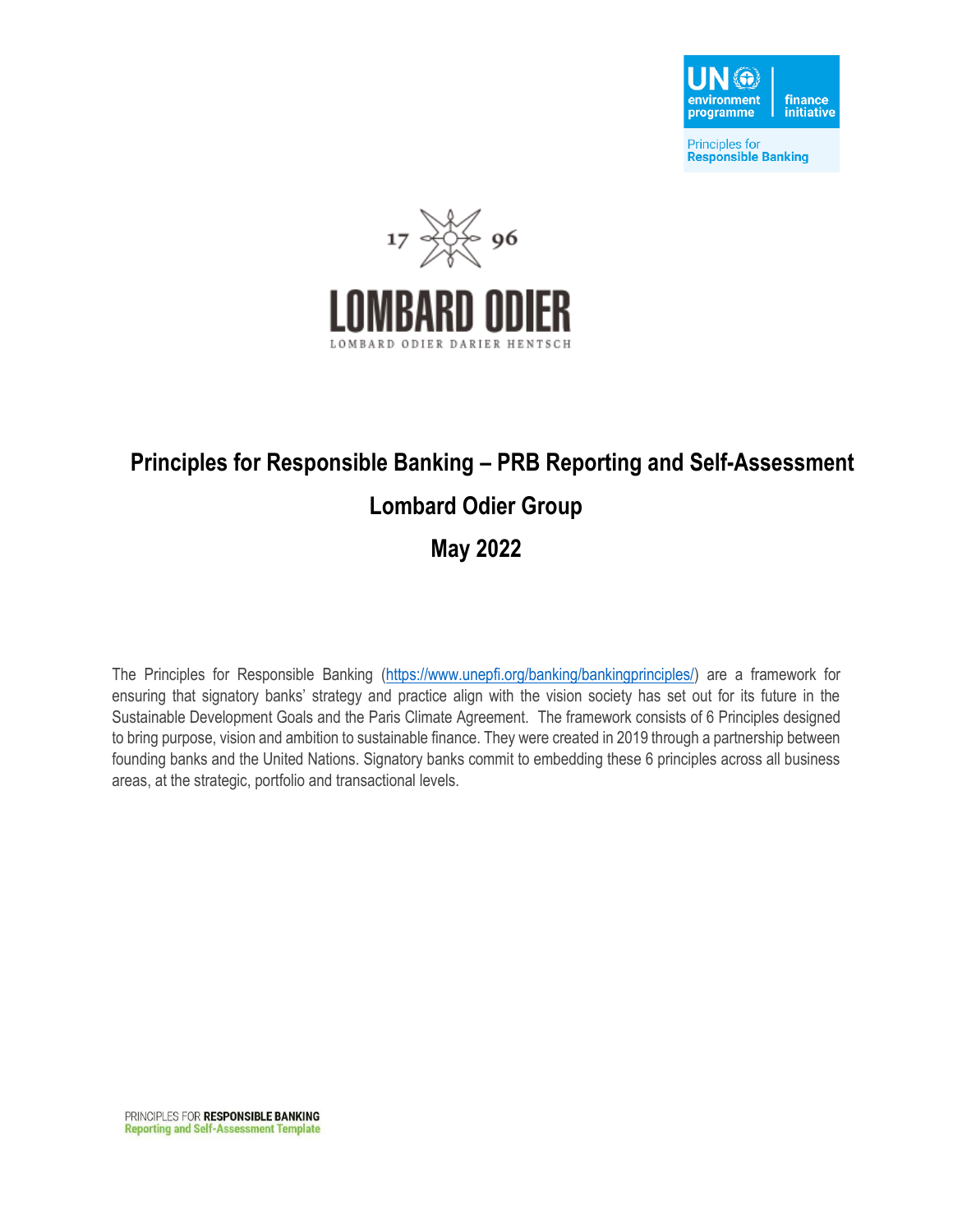# Principles for Responsible Banking – PRB Reporting and Self-Assessment

## Lombard Odier Group

## May 2022

The Principles for Responsible Banking (https://www.unepfi.org/banking/bankingprinciples/) are a framework for ensuring that signatory banks' strategy and practice align with the vision society has set out for its future in the Sustainable Development Goals and the Paris Climate Agreement. The framework consists of 6 Principles designed to bring purpose, vision and ambition to sustainable finance. They were created in 2019 through a partnership between founding banks and the United Nations. Signatory banks commit to embedding these 6 principles across all business areas, at the strategic, portfolio and transactional levels.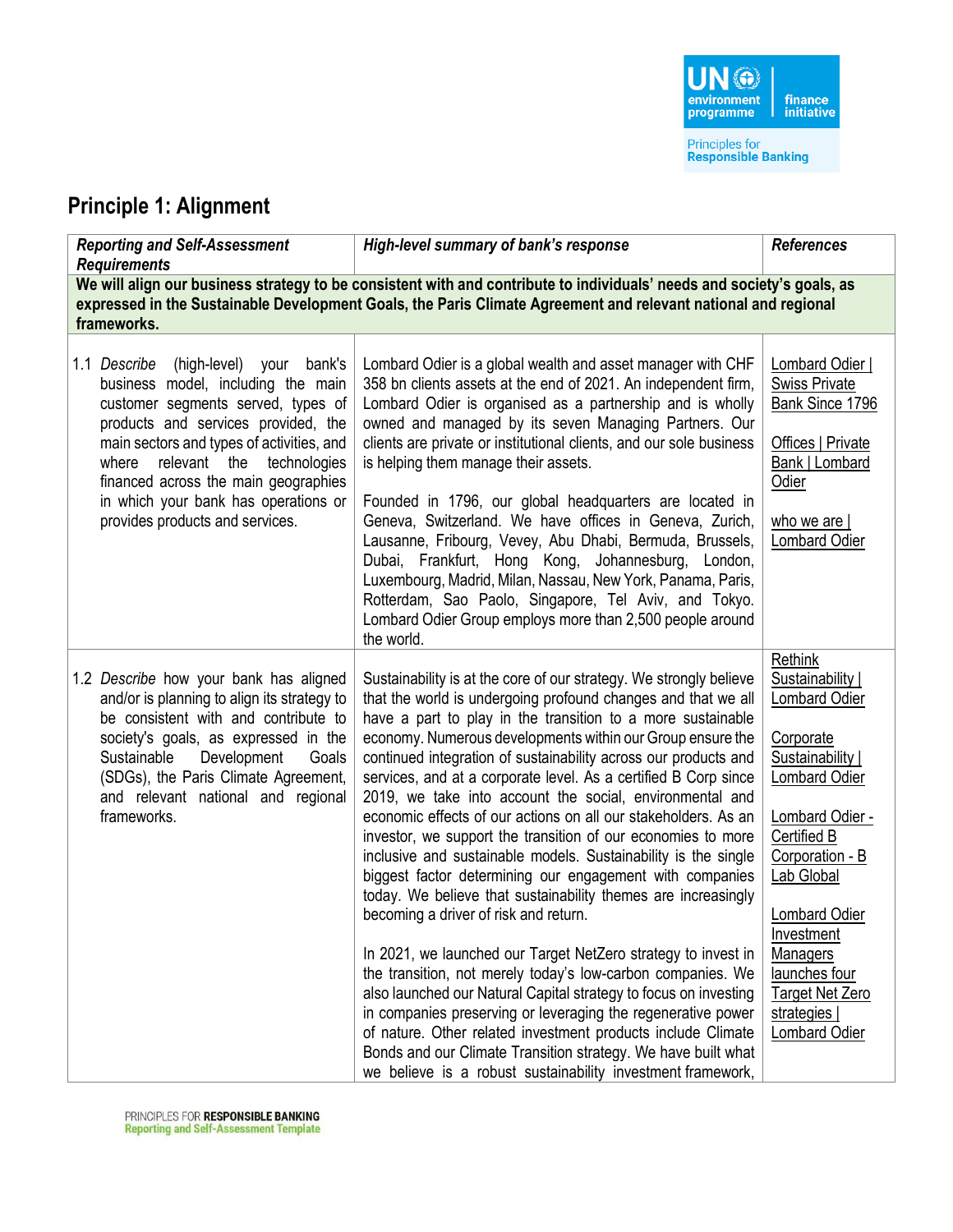## Principle 1: Alignment

| *Reporting and Self-Assessment Requirements* | *High-level summary of bank's response* | *References* |
|---|---|---|
| **We will align our business strategy to be consistent with and contribute to individuals' needs and society's goals, as expressed in the Sustainable Development Goals, the Paris Climate Agreement and relevant national and regional frameworks.** | | |
| 1.1 *Describe* (high-level) your bank's business model, including the main customer segments served, types of products and services provided, the main sectors and types of activities, and where relevant the technologies financed across the main geographies in which your bank has operations or provides products and services. | Lombard Odier is a global wealth and asset manager with CHF 358 bn clients assets at the end of 2021. An independent firm, Lombard Odier is organised as a partnership and is wholly owned and managed by its seven Managing Partners. Our clients are private or institutional clients, and our sole business is helping them manage their assets.<br><br>Founded in 1796, our global headquarters are located in Geneva, Switzerland. We have offices in Geneva, Zurich, Lausanne, Fribourg, Vevey, Abu Dhabi, Bermuda, Brussels, Dubai, Frankfurt, Hong Kong, Johannesburg, London, Luxembourg, Madrid, Milan, Nassau, New York, Panama, Paris, Rotterdam, Sao Paolo, Singapore, Tel Aviv, and Tokyo. Lombard Odier Group employs more than 2,500 people around the world. | Lombard Odier \| Swiss Private Bank Since 1796<br><br>Offices \| Private Bank \| Lombard Odier<br><br>who we are \| Lombard Odier |
| 1.2 *Describe* how your bank has aligned and/or is planning to align its strategy to be consistent with and contribute to society's goals, as expressed in the Sustainable Development Goals (SDGs), the Paris Climate Agreement, and relevant national and regional frameworks. | Sustainability is at the core of our strategy. We strongly believe that the world is undergoing profound changes and that we all have a part to play in the transition to a more sustainable economy. Numerous developments within our Group ensure the continued integration of sustainability across our products and services, and at a corporate level. As a certified B Corp since 2019, we take into account the social, environmental and economic effects of our actions on all our stakeholders. As an investor, we support the transition of our economies to more inclusive and sustainable models. Sustainability is the single biggest factor determining our engagement with companies today. We believe that sustainability themes are increasingly becoming a driver of risk and return.<br><br>In 2021, we launched our Target NetZero strategy to invest in the transition, not merely today's low-carbon companies. We also launched our Natural Capital strategy to focus on investing in companies preserving or leveraging the regenerative power of nature. Other related investment products include Climate Bonds and our Climate Transition strategy. We have built what we believe is a robust sustainability investment framework, | Rethink Sustainability \| Lombard Odier<br><br>Corporate Sustainability \| Lombard Odier<br><br>Lombard Odier - Certified B Corporation - B Lab Global<br><br>Lombard Odier Investment Managers launches four Target Net Zero strategies \| Lombard Odier |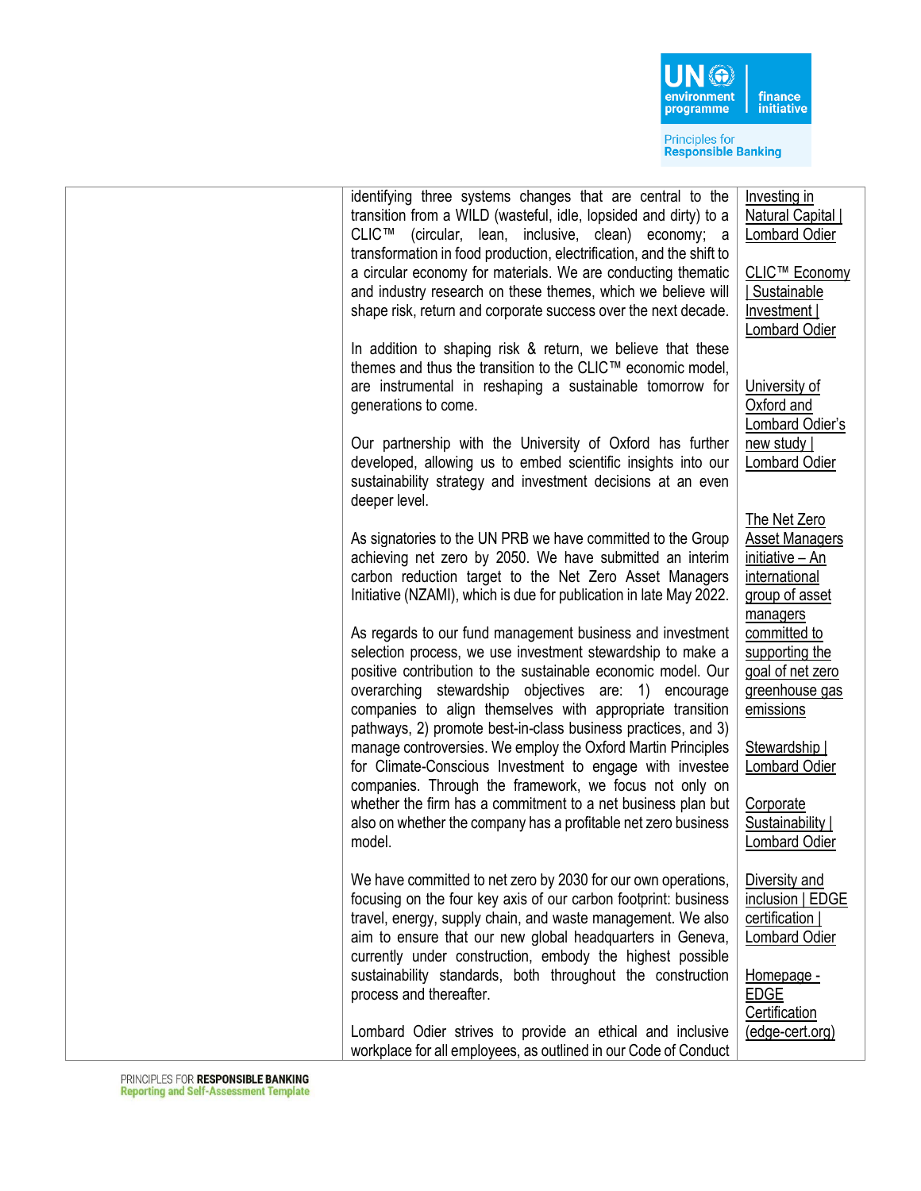| | | |
|---|---|---|
| | identifying three systems changes that are central to the transition from a WILD (wasteful, idle, lopsided and dirty) to a CLIC™ (circular, lean, inclusive, clean) economy; a transformation in food production, electrification, and the shift to a circular economy for materials. We are conducting thematic and industry research on these themes, which we believe will shape risk, return and corporate success over the next decade.<br><br>In addition to shaping risk & return, we believe that these themes and thus the transition to the CLIC™ economic model, are instrumental in reshaping a sustainable tomorrow for generations to come.<br><br>Our partnership with the University of Oxford has further developed, allowing us to embed scientific insights into our sustainability strategy and investment decisions at an even deeper level.<br><br>As signatories to the UN PRB we have committed to the Group achieving net zero by 2050. We have submitted an interim carbon reduction target to the Net Zero Asset Managers Initiative (NZAMI), which is due for publication in late May 2022.<br><br>As regards to our fund management business and investment selection process, we use investment stewardship to make a positive contribution to the sustainable economic model. Our overarching stewardship objectives are: 1) encourage companies to align themselves with appropriate transition pathways, 2) promote best-in-class business practices, and 3) manage controversies. We employ the Oxford Martin Principles for Climate-Conscious Investment to engage with investee companies. Through the framework, we focus not only on whether the firm has a commitment to a net business plan but also on whether the company has a profitable net zero business model.<br><br>We have committed to net zero by 2030 for our own operations, focusing on the four key axis of our carbon footprint: business travel, energy, supply chain, and waste management. We also aim to ensure that our new global headquarters in Geneva, currently under construction, embody the highest possible sustainability standards, both throughout the construction process and thereafter.<br><br>Lombard Odier strives to provide an ethical and inclusive workplace for all employees, as outlined in our Code of Conduct | Investing in Natural Capital \| Lombard Odier<br><br>CLIC™ Economy \| Sustainable Investment \| Lombard Odier<br><br>University of Oxford and Lombard Odier's new study \| Lombard Odier<br><br>The Net Zero Asset Managers initiative – An international group of asset managers committed to supporting the goal of net zero greenhouse gas emissions<br><br>Stewardship \| Lombard Odier<br><br>Corporate Sustainability \| Lombard Odier<br><br>Diversity and inclusion \| EDGE certification \| Lombard Odier<br><br>Homepage - EDGE Certification (edge-cert.org) |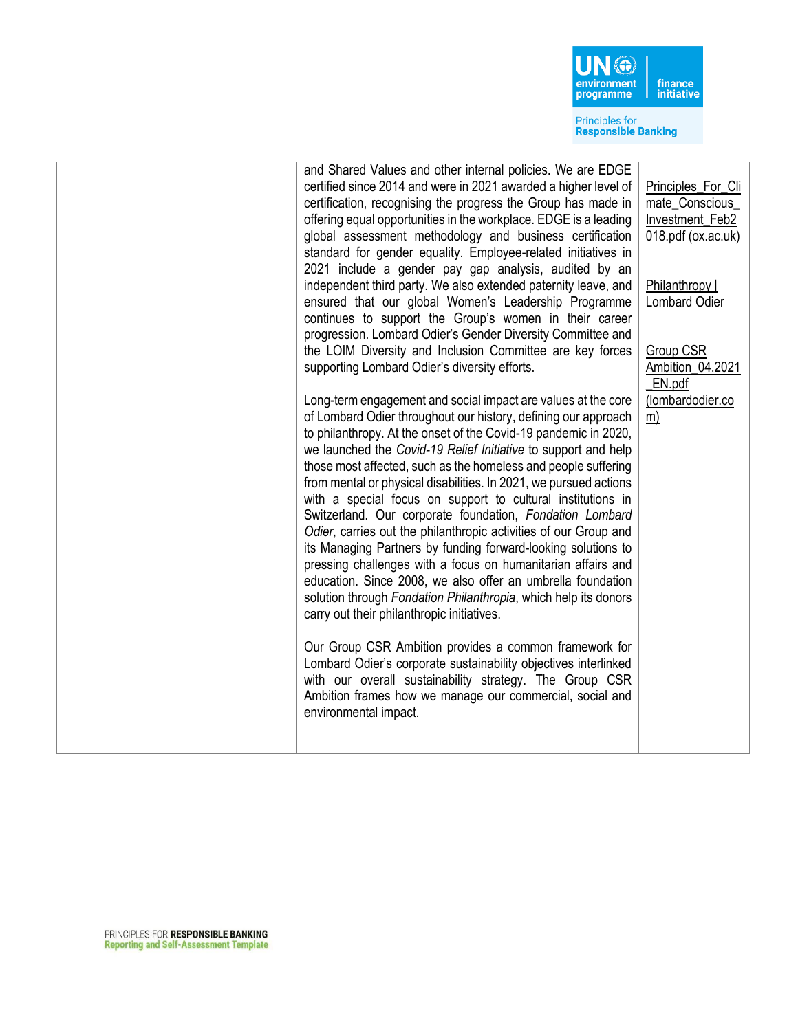| | | |
|---|---|---|
| | and Shared Values and other internal policies. We are EDGE certified since 2014 and were in 2021 awarded a higher level of certification, recognising the progress the Group has made in offering equal opportunities in the workplace. EDGE is a leading global assessment methodology and business certification standard for gender equality. Employee-related initiatives in 2021 include a gender pay gap analysis, audited by an independent third party. We also extended paternity leave, and ensured that our global Women's Leadership Programme continues to support the Group's women in their career progression. Lombard Odier's Gender Diversity Committee and the LOIM Diversity and Inclusion Committee are key forces supporting Lombard Odier's diversity efforts.<br><br>Long-term engagement and social impact are values at the core of Lombard Odier throughout our history, defining our approach to philanthropy. At the onset of the Covid-19 pandemic in 2020, we launched the *Covid-19 Relief Initiative* to support and help those most affected, such as the homeless and people suffering from mental or physical disabilities. In 2021, we pursued actions with a special focus on support to cultural institutions in Switzerland. Our corporate foundation, *Fondation Lombard Odier*, carries out the philanthropic activities of our Group and its Managing Partners by funding forward-looking solutions to pressing challenges with a focus on humanitarian affairs and education. Since 2008, we also offer an umbrella foundation solution through *Fondation Philanthropia*, which help its donors carry out their philanthropic initiatives.<br><br>Our Group CSR Ambition provides a common framework for Lombard Odier's corporate sustainability objectives interlinked with our overall sustainability strategy. The Group CSR Ambition frames how we manage our commercial, social and environmental impact. | Principles_For_Climate_Conscious_Investment_Feb2018.pdf (ox.ac.uk)<br><br>Philanthropy \| Lombard Odier<br><br>Group CSR Ambition_04.2021_EN.pdf (lombardodier.com) |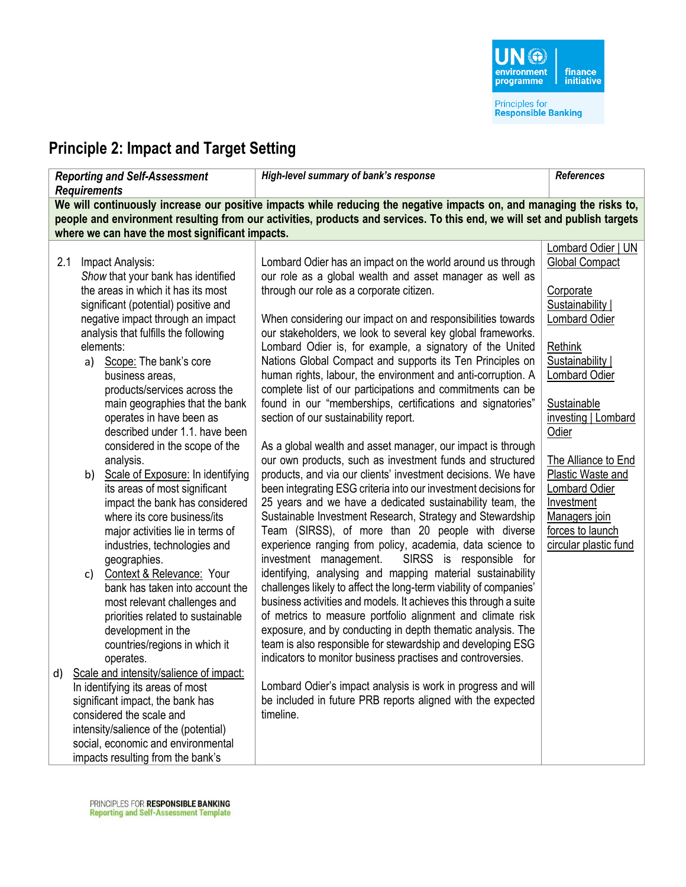## Principle 2: Impact and Target Setting

| *Reporting and Self-Assessment Requirements* | *High-level summary of bank's response* | *References* |
|---|---|---|
| **We will continuously increase our positive impacts while reducing the negative impacts on, and managing the risks to, people and environment resulting from our activities, products and services. To this end, we will set and publish targets where we can have the most significant impacts.** | | |
| 2.1 Impact Analysis: *Show* that your bank has identified the areas in which it has its most significant (potential) positive and negative impact through an impact analysis that fulfills the following elements:<br>a) Scope: The bank's core business areas, products/services across the main geographies that the bank operates in have been as described under 1.1. have been considered in the scope of the analysis.<br>b) Scale of Exposure: In identifying its areas of most significant impact the bank has considered where its core business/its major activities lie in terms of industries, technologies and geographies.<br>c) Context & Relevance: Your bank has taken into account the most relevant challenges and priorities related to sustainable development in the countries/regions in which it operates.<br>d) Scale and intensity/salience of impact: In identifying its areas of most significant impact, the bank has considered the scale and intensity/salience of the (potential) social, economic and environmental impacts resulting from the bank's | Lombard Odier has an impact on the world around us through our role as a global wealth and asset manager as well as through our role as a corporate citizen.<br><br>When considering our impact on and responsibilities towards our stakeholders, we look to several key global frameworks. Lombard Odier is, for example, a signatory of the United Nations Global Compact and supports its Ten Principles on human rights, labour, the environment and anti-corruption. A complete list of our participations and commitments can be found in our "memberships, certifications and signatories" section of our sustainability report.<br><br>As a global wealth and asset manager, our impact is through our own products, such as investment funds and structured products, and via our clients' investment decisions. We have been integrating ESG criteria into our investment decisions for 25 years and we have a dedicated sustainability team, the Sustainable Investment Research, Strategy and Stewardship Team (SIRSS), of more than 20 people with diverse experience ranging from policy, academia, data science to investment management. SIRSS is responsible for identifying, analysing and mapping material sustainability challenges likely to affect the long-term viability of companies' business activities and models. It achieves this through a suite of metrics to measure portfolio alignment and climate risk exposure, and by conducting in depth thematic analysis. The team is also responsible for stewardship and developing ESG indicators to monitor business practises and controversies.<br><br>Lombard Odier's impact analysis is work in progress and will be included in future PRB reports aligned with the expected timeline. | Lombard Odier \| UN Global Compact<br><br>Corporate Sustainability \| Lombard Odier<br><br>Rethink Sustainability \| Lombard Odier<br><br>Sustainable investing \| Lombard Odier<br><br>The Alliance to End Plastic Waste and Lombard Odier Investment Managers join forces to launch circular plastic fund |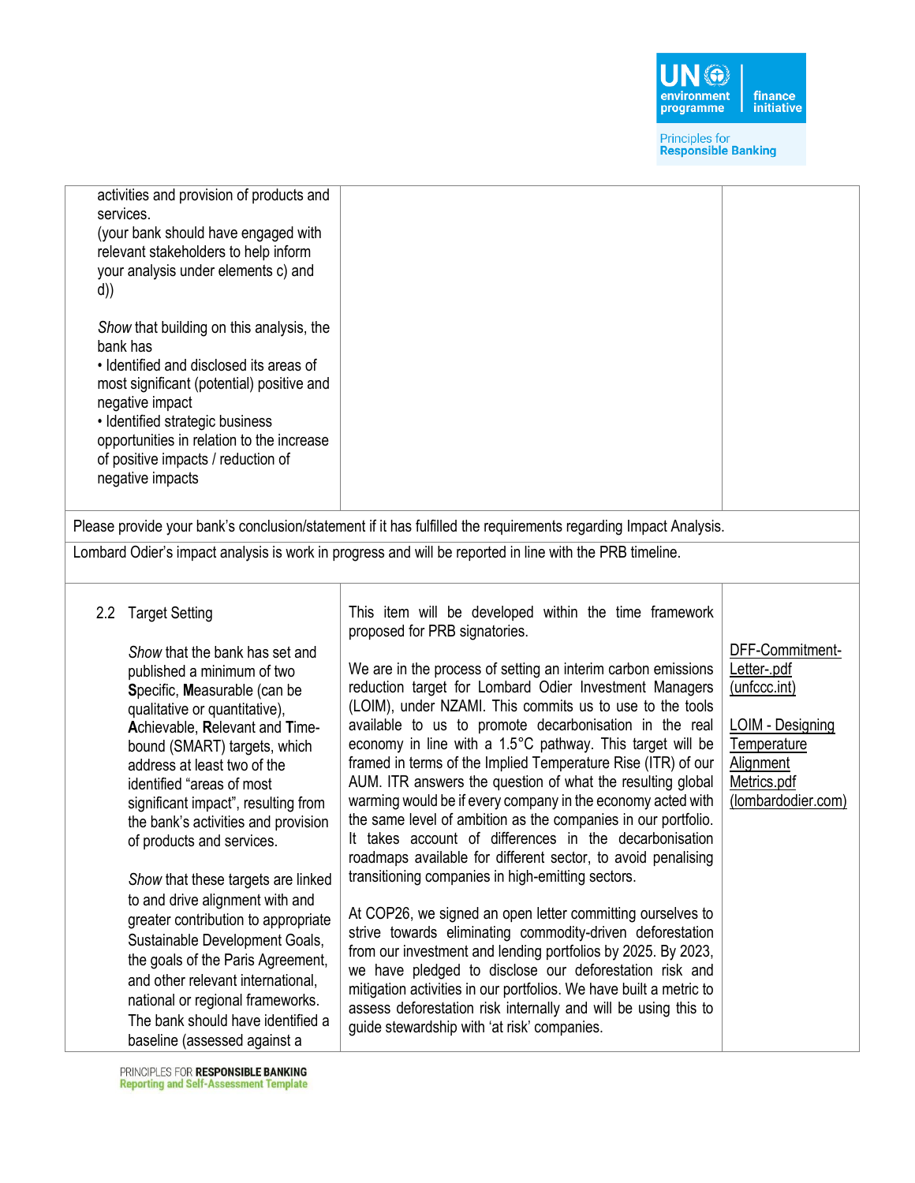| | | |
|---|---|---|
| activities and provision of products and services.<br>(your bank should have engaged with relevant stakeholders to help inform your analysis under elements c) and d))<br><br>*Show* that building on this analysis, the bank has<br>• Identified and disclosed its areas of most significant (potential) positive and negative impact<br>• Identified strategic business opportunities in relation to the increase of positive impacts / reduction of negative impacts | | |

Please provide your bank's conclusion/statement if it has fulfilled the requirements regarding Impact Analysis.

Lombard Odier's impact analysis is work in progress and will be reported in line with the PRB timeline.

| | | |
|---|---|---|
| 2.2 Target Setting<br><br>*Show* that the bank has set and published a minimum of two **S**pecific, **M**easurable (can be qualitative or quantitative), **A**chievable, **R**elevant and **T**ime-bound (SMART) targets, which address at least two of the identified "areas of most significant impact", resulting from the bank's activities and provision of products and services.<br><br>*Show* that these targets are linked to and drive alignment with and greater contribution to appropriate Sustainable Development Goals, the goals of the Paris Agreement, and other relevant international, national or regional frameworks. The bank should have identified a baseline (assessed against a | This item will be developed within the time framework proposed for PRB signatories.<br><br>We are in the process of setting an interim carbon emissions reduction target for Lombard Odier Investment Managers (LOIM), under NZAMI. This commits us to use to the tools available to us to promote decarbonisation in the real economy in line with a 1.5°C pathway. This target will be framed in terms of the Implied Temperature Rise (ITR) of our AUM. ITR answers the question of what the resulting global warming would be if every company in the economy acted with the same level of ambition as the companies in our portfolio. It takes account of differences in the decarbonisation roadmaps available for different sector, to avoid penalising transitioning companies in high-emitting sectors.<br><br>At COP26, we signed an open letter committing ourselves to strive towards eliminating commodity-driven deforestation from our investment and lending portfolios by 2025. By 2023, we have pledged to disclose our deforestation risk and mitigation activities in our portfolios. We have built a metric to assess deforestation risk internally and will be using this to guide stewardship with 'at risk' companies. | DFF-Commitment-Letter-.pdf (unfccc.int)<br><br>LOIM - Designing Temperature Alignment Metrics.pdf (lombardodier.com) |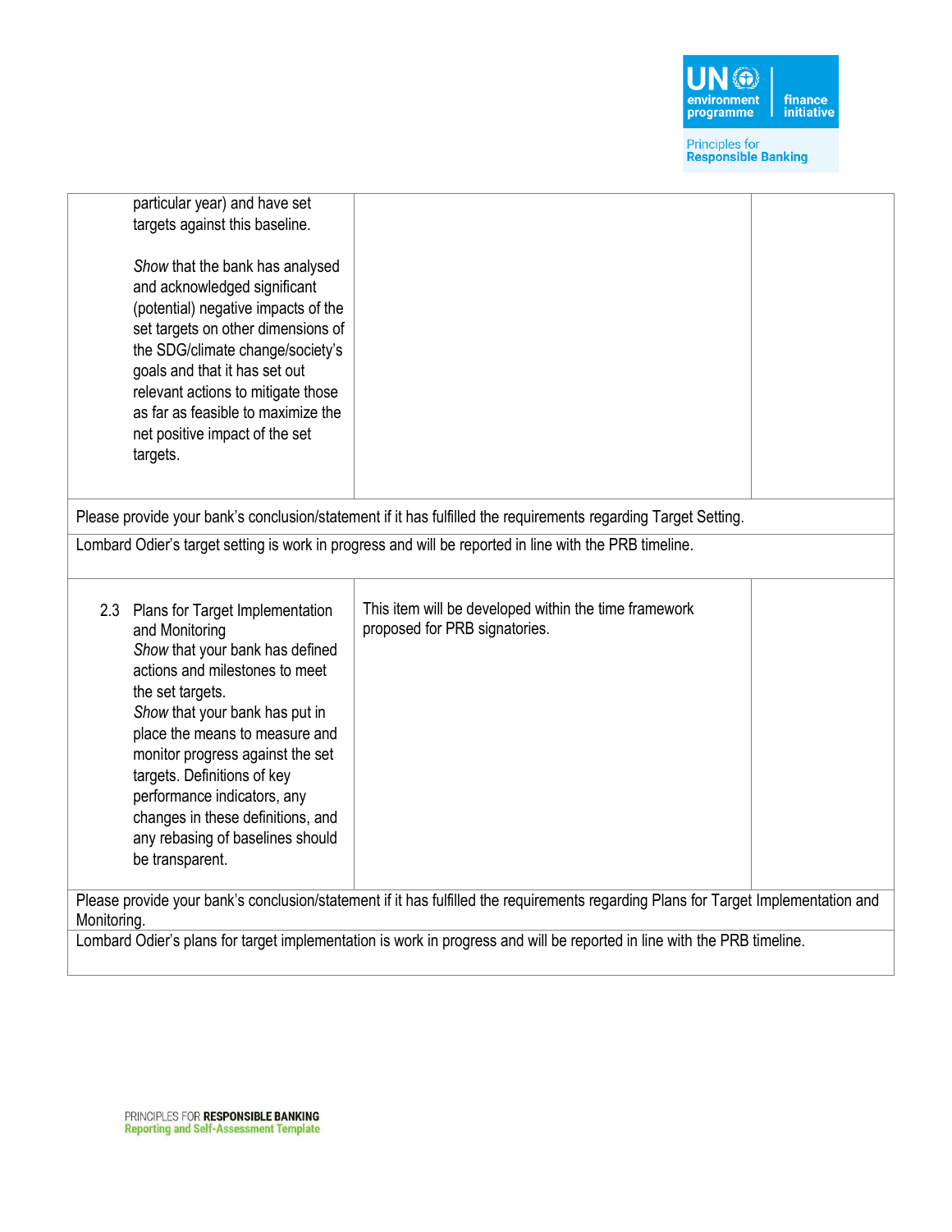| | | |
|---|---|---|
| particular year) and have set targets against this baseline.<br><br>*Show* that the bank has analysed and acknowledged significant (potential) negative impacts of the set targets on other dimensions of the SDG/climate change/society's goals and that it has set out relevant actions to mitigate those as far as feasible to maximize the net positive impact of the set targets. | | |
| Please provide your bank's conclusion/statement if it has fulfilled the requirements regarding Target Setting. | | |
| Lombard Odier's target setting is work in progress and will be reported in line with the PRB timeline. | | |
| 2.3 Plans for Target Implementation and Monitoring<br>*Show* that your bank has defined actions and milestones to meet the set targets.<br>*Show* that your bank has put in place the means to measure and monitor progress against the set targets. Definitions of key performance indicators, any changes in these definitions, and any rebasing of baselines should be transparent. | This item will be developed within the time framework proposed for PRB signatories. | |
| Please provide your bank's conclusion/statement if it has fulfilled the requirements regarding Plans for Target Implementation and Monitoring. | | |
| Lombard Odier's plans for target implementation is work in progress and will be reported in line with the PRB timeline. | | |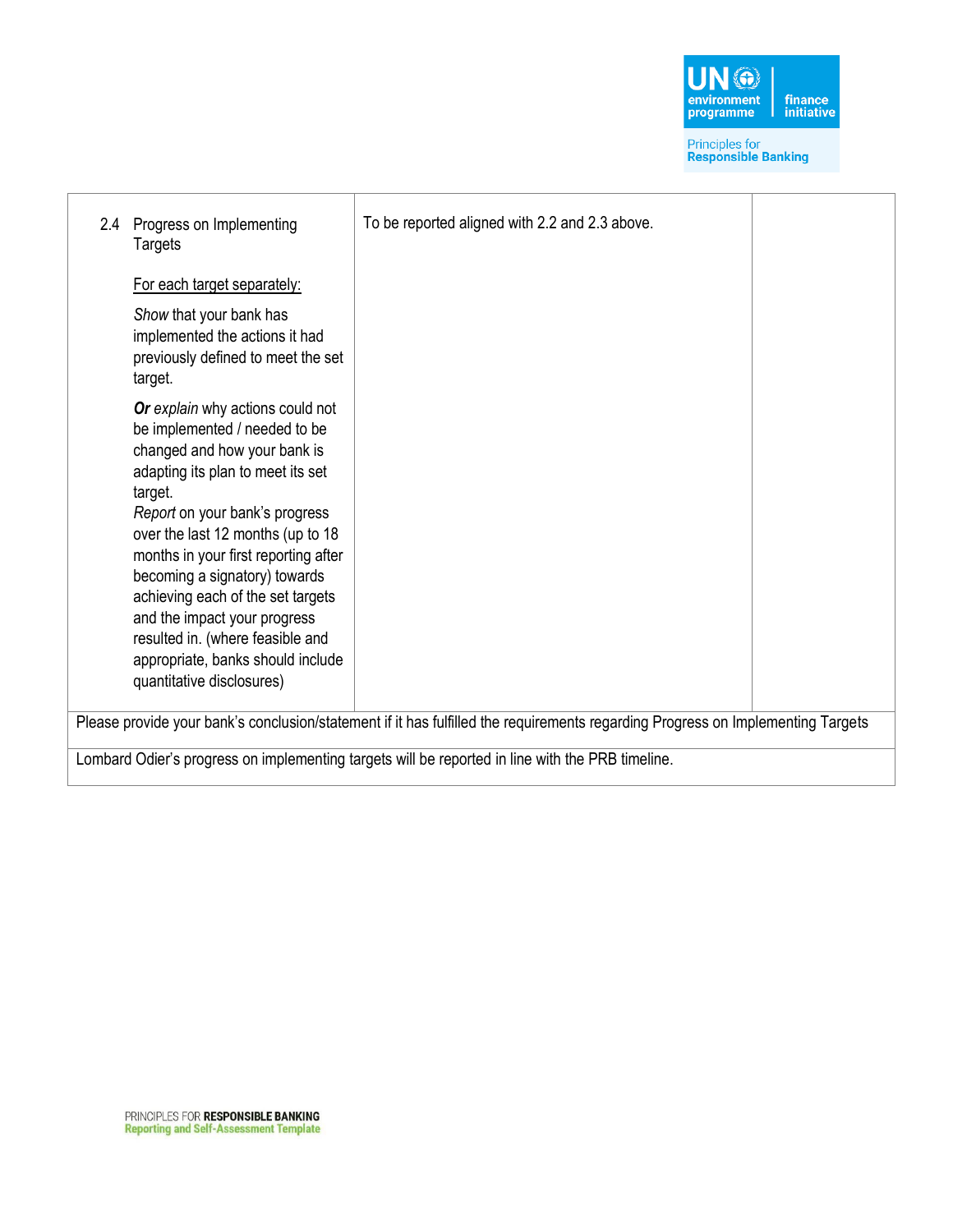| 2.4 Progress on Implementing Targets<br><br><u>For each target separately:</u><br><br>*Show* that your bank has implemented the actions it had previously defined to meet the set target.<br><br>***Or*** *explain* why actions could not be implemented / needed to be changed and how your bank is adapting its plan to meet its set target.<br>*Report* on your bank's progress over the last 12 months (up to 18 months in your first reporting after becoming a signatory) towards achieving each of the set targets and the impact your progress resulted in. (where feasible and appropriate, banks should include quantitative disclosures) | To be reported aligned with 2.2 and 2.3 above. | |
|---|---|---|

Please provide your bank's conclusion/statement if it has fulfilled the requirements regarding Progress on Implementing Targets

Lombard Odier's progress on implementing targets will be reported in line with the PRB timeline.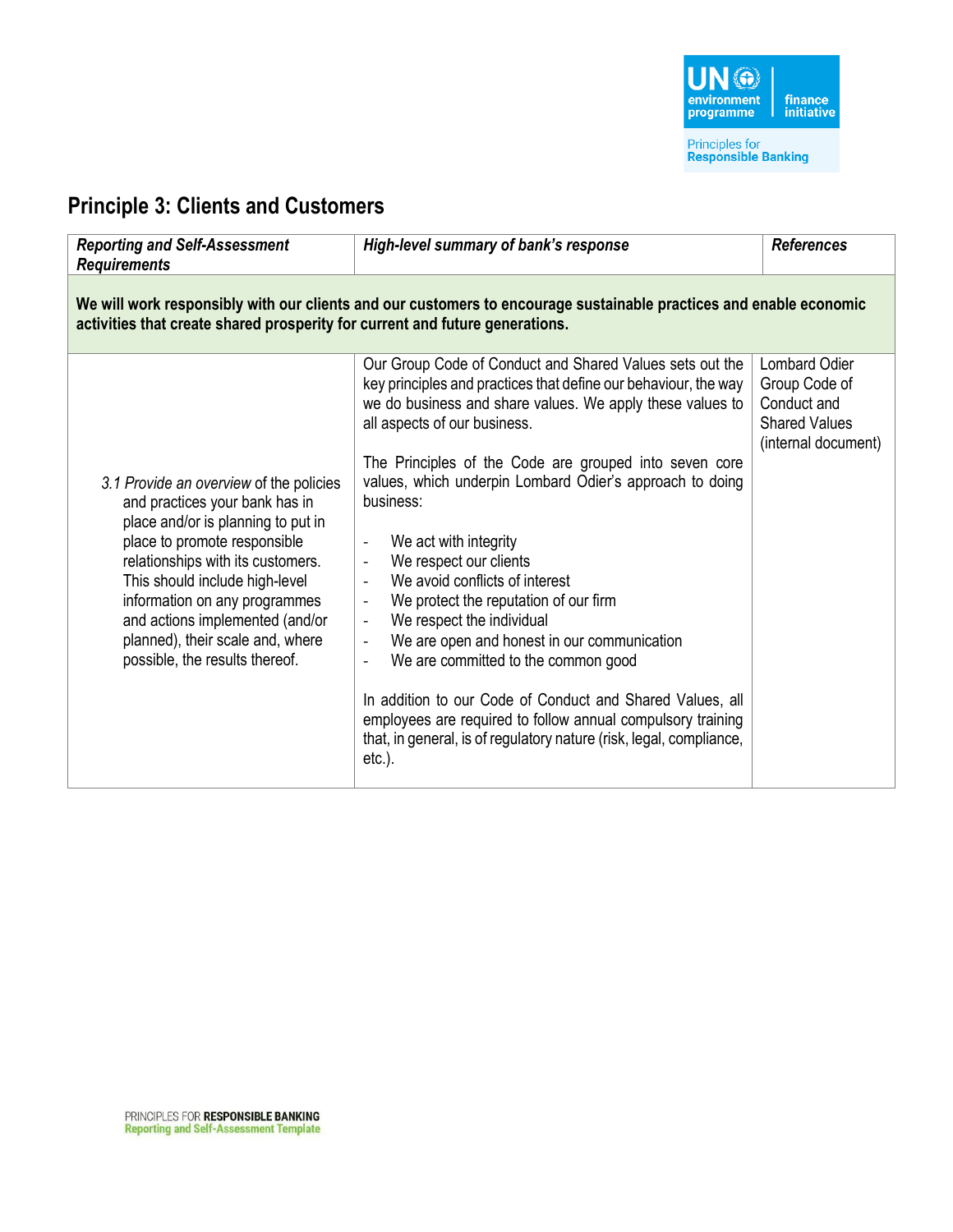## Principle 3: Clients and Customers

| *Reporting and Self-Assessment Requirements* | *High-level summary of bank's response* | *References* |
|---|---|---|
| **We will work responsibly with our clients and our customers to encourage sustainable practices and enable economic activities that create shared prosperity for current and future generations.** | | |
| *3.1 Provide an overview* of the policies and practices your bank has in place and/or is planning to put in place to promote responsible relationships with its customers. This should include high-level information on any programmes and actions implemented (and/or planned), their scale and, where possible, the results thereof. | Our Group Code of Conduct and Shared Values sets out the key principles and practices that define our behaviour, the way we do business and share values. We apply these values to all aspects of our business.<br><br>The Principles of the Code are grouped into seven core values, which underpin Lombard Odier's approach to doing business:<br><br>- We act with integrity<br>- We respect our clients<br>- We avoid conflicts of interest<br>- We protect the reputation of our firm<br>- We respect the individual<br>- We are open and honest in our communication<br>- We are committed to the common good<br><br>In addition to our Code of Conduct and Shared Values, all employees are required to follow annual compulsory training that, in general, is of regulatory nature (risk, legal, compliance, etc.). | Lombard Odier Group Code of Conduct and Shared Values (internal document) |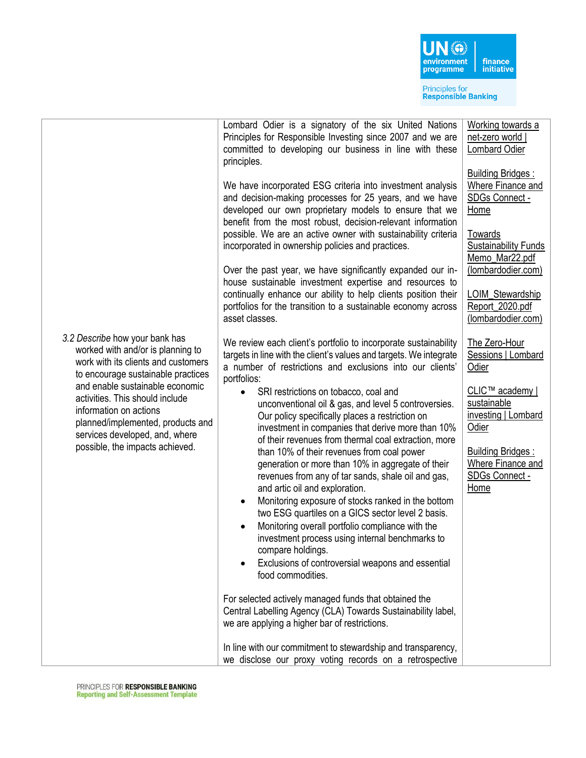| | | |
|---|---|---|
| | Lombard Odier is a signatory of the six United Nations Principles for Responsible Investing since 2007 and we are committed to developing our business in line with these principles.<br><br>We have incorporated ESG criteria into investment analysis and decision-making processes for 25 years, and we have developed our own proprietary models to ensure that we benefit from the most robust, decision-relevant information possible. We are an active owner with sustainability criteria incorporated in ownership policies and practices.<br><br>Over the past year, we have significantly expanded our in-house sustainable investment expertise and resources to continually enhance our ability to help clients position their portfolios for the transition to a sustainable economy across asset classes. | Working towards a net-zero world \| Lombard Odier<br><br>Building Bridges : Where Finance and SDGs Connect - Home<br><br>Towards Sustainability Funds Memo_Mar22.pdf (lombardodier.com)<br><br>LOIM_Stewardship Report_2020.pdf (lombardodier.com) |
| *3.2 Describe* how your bank has worked with and/or is planning to work with its clients and customers to encourage sustainable practices and enable sustainable economic activities. This should include information on actions planned/implemented, products and services developed, and, where possible, the impacts achieved. | We review each client's portfolio to incorporate sustainability targets in line with the client's values and targets. We integrate a number of restrictions and exclusions into our clients' portfolios:<br>• SRI restrictions on tobacco, coal and unconventional oil & gas, and level 5 controversies. Our policy specifically places a restriction on investment in companies that derive more than 10% of their revenues from thermal coal extraction, more than 10% of their revenues from coal power generation or more than 10% in aggregate of their revenues from any of tar sands, shale oil and gas, and artic oil and exploration.<br>• Monitoring exposure of stocks ranked in the bottom two ESG quartiles on a GICS sector level 2 basis.<br>• Monitoring overall portfolio compliance with the investment process using internal benchmarks to compare holdings.<br>• Exclusions of controversial weapons and essential food commodities.<br><br>For selected actively managed funds that obtained the Central Labelling Agency (CLA) Towards Sustainability label, we are applying a higher bar of restrictions.<br><br>In line with our commitment to stewardship and transparency, we disclose our proxy voting records on a retrospective | The Zero-Hour Sessions \| Lombard Odier<br><br>CLIC™ academy \| sustainable investing \| Lombard Odier<br><br>Building Bridges : Where Finance and SDGs Connect - Home |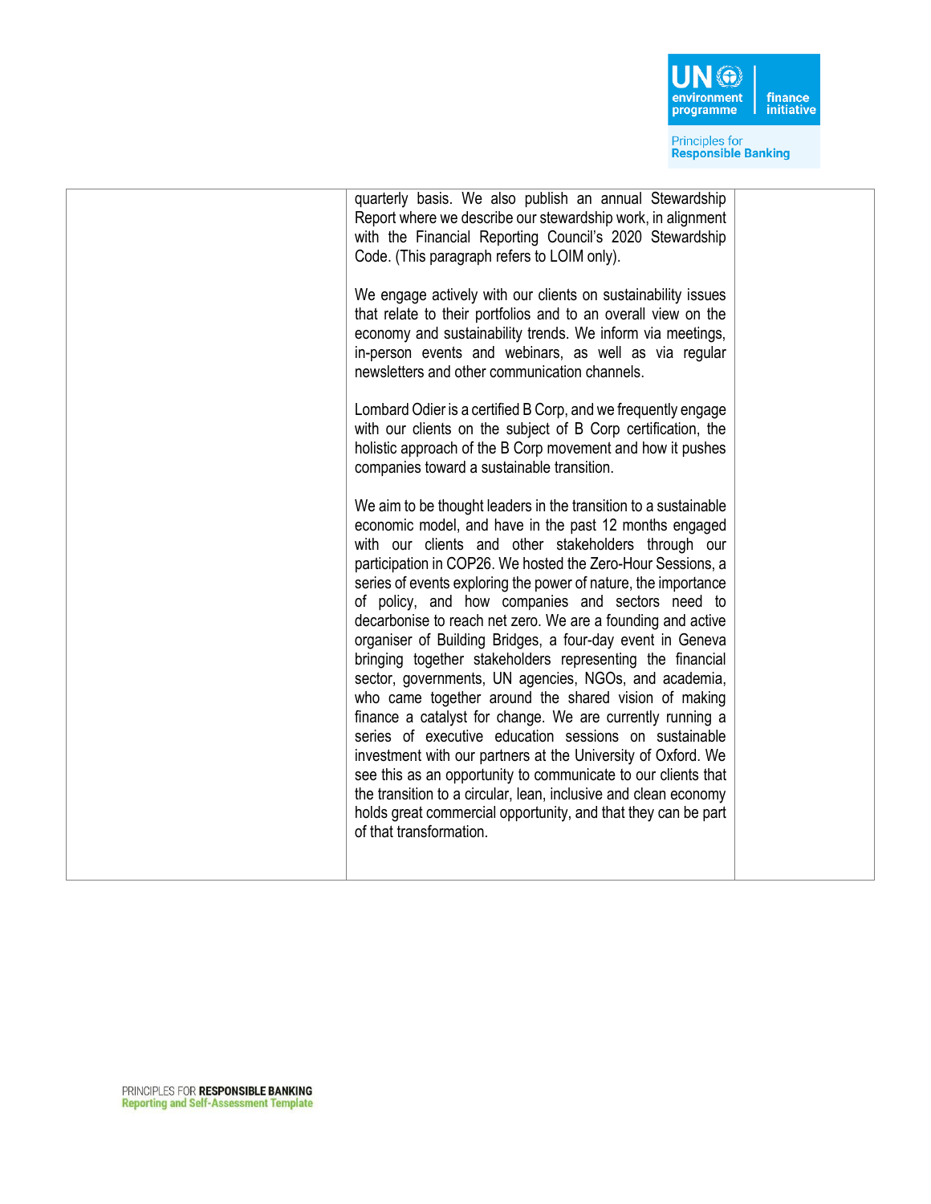| | | |
|---|---|---|
| | quarterly basis. We also publish an annual Stewardship Report where we describe our stewardship work, in alignment with the Financial Reporting Council's 2020 Stewardship Code. (This paragraph refers to LOIM only).<br><br>We engage actively with our clients on sustainability issues that relate to their portfolios and to an overall view on the economy and sustainability trends. We inform via meetings, in-person events and webinars, as well as via regular newsletters and other communication channels.<br><br>Lombard Odier is a certified B Corp, and we frequently engage with our clients on the subject of B Corp certification, the holistic approach of the B Corp movement and how it pushes companies toward a sustainable transition.<br><br>We aim to be thought leaders in the transition to a sustainable economic model, and have in the past 12 months engaged with our clients and other stakeholders through our participation in COP26. We hosted the Zero-Hour Sessions, a series of events exploring the power of nature, the importance of policy, and how companies and sectors need to decarbonise to reach net zero. We are a founding and active organiser of Building Bridges, a four-day event in Geneva bringing together stakeholders representing the financial sector, governments, UN agencies, NGOs, and academia, who came together around the shared vision of making finance a catalyst for change. We are currently running a series of executive education sessions on sustainable investment with our partners at the University of Oxford. We see this as an opportunity to communicate to our clients that the transition to a circular, lean, inclusive and clean economy holds great commercial opportunity, and that they can be part of that transformation. | |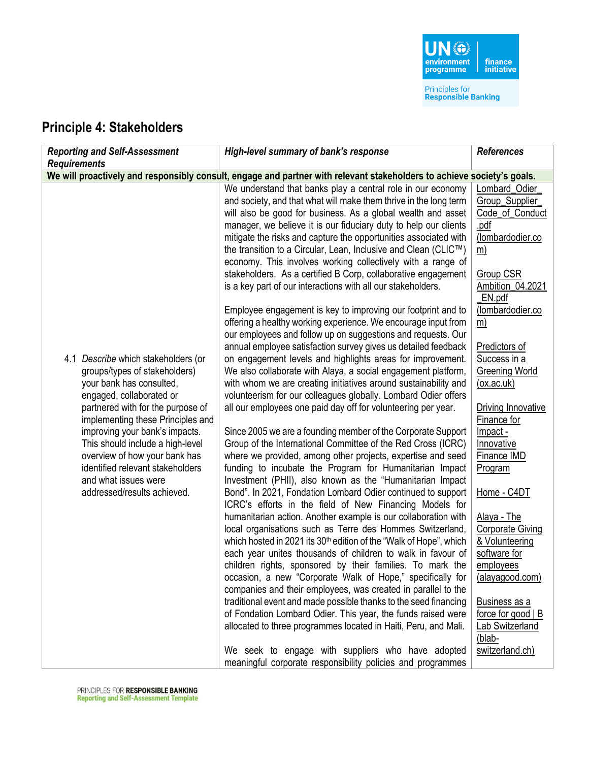## Principle 4: Stakeholders

| *Reporting and Self-Assessment Requirements* | *High-level summary of bank's response* | *References* |
|---|---|---|
| **We will proactively and responsibly consult, engage and partner with relevant stakeholders to achieve society's goals.** | | |
| 4.1 *Describe* which stakeholders (or groups/types of stakeholders) your bank has consulted, engaged, collaborated or partnered with for the purpose of implementing these Principles and improving your bank's impacts. This should include a high-level overview of how your bank has identified relevant stakeholders and what issues were addressed/results achieved. | We understand that banks play a central role in our economy and society, and that what will make them thrive in the long term will also be good for business. As a global wealth and asset manager, we believe it is our fiduciary duty to help our clients mitigate the risks and capture the opportunities associated with the transition to a Circular, Lean, Inclusive and Clean (CLIC™) economy. This involves working collectively with a range of stakeholders. As a certified B Corp, collaborative engagement is a key part of our interactions with all our stakeholders.<br><br>Employee engagement is key to improving our footprint and to offering a healthy working experience. We encourage input from our employees and follow up on suggestions and requests. Our annual employee satisfaction survey gives us detailed feedback on engagement levels and highlights areas for improvement. We also collaborate with Alaya, a social engagement platform, with whom we are creating initiatives around sustainability and volunteerism for our colleagues globally. Lombard Odier offers all our employees one paid day off for volunteering per year.<br><br>Since 2005 we are a founding member of the Corporate Support Group of the International Committee of the Red Cross (ICRC) where we provided, among other projects, expertise and seed funding to incubate the Program for Humanitarian Impact Investment (PHII), also known as the "Humanitarian Impact Bond". In 2021, Fondation Lombard Odier continued to support ICRC's efforts in the field of New Financing Models for humanitarian action. Another example is our collaboration with local organisations such as Terre des Hommes Switzerland, which hosted in 2021 its 30th edition of the "Walk of Hope", which each year unites thousands of children to walk in favour of children rights, sponsored by their families. To mark the occasion, a new "Corporate Walk of Hope," specifically for companies and their employees, was created in parallel to the traditional event and made possible thanks to the seed financing of Fondation Lombard Odier. This year, the funds raised were allocated to three programmes located in Haiti, Peru, and Mali.<br><br>We seek to engage with suppliers who have adopted meaningful corporate responsibility policies and programmes | Lombard_Odier_Group_Supplier_Code_of_Conduct.pdf (lombardodier.com)<br><br>Group CSR Ambition_04.2021_EN.pdf (lombardodier.com)<br><br>Predictors of Success in a Greening World (ox.ac.uk)<br><br>Driving Innovative Finance for Impact - Innovative Finance IMD Program<br><br>Home - C4DT<br><br>Alaya - The Corporate Giving & Volunteering software for employees (alayagood.com)<br><br>Business as a force for good \| B Lab Switzerland (blab-switzerland.ch) |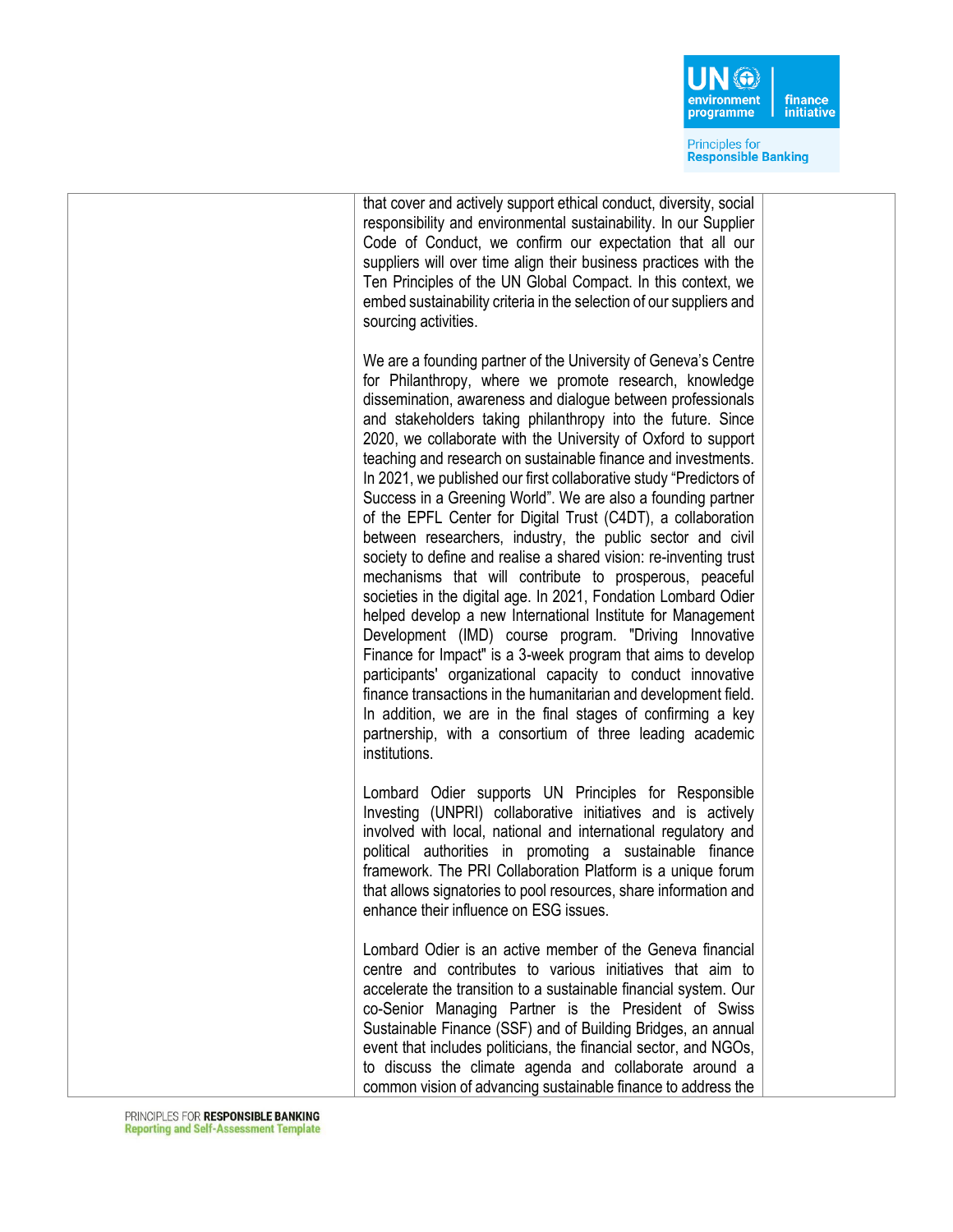| | | |
|---|---|---|
| | that cover and actively support ethical conduct, diversity, social responsibility and environmental sustainability. In our Supplier Code of Conduct, we confirm our expectation that all our suppliers will over time align their business practices with the Ten Principles of the UN Global Compact. In this context, we embed sustainability criteria in the selection of our suppliers and sourcing activities.<br><br>We are a founding partner of the University of Geneva's Centre for Philanthropy, where we promote research, knowledge dissemination, awareness and dialogue between professionals and stakeholders taking philanthropy into the future. Since 2020, we collaborate with the University of Oxford to support teaching and research on sustainable finance and investments. In 2021, we published our first collaborative study "Predictors of Success in a Greening World". We are also a founding partner of the EPFL Center for Digital Trust (C4DT), a collaboration between researchers, industry, the public sector and civil society to define and realise a shared vision: re-inventing trust mechanisms that will contribute to prosperous, peaceful societies in the digital age. In 2021, Fondation Lombard Odier helped develop a new International Institute for Management Development (IMD) course program. "Driving Innovative Finance for Impact" is a 3-week program that aims to develop participants' organizational capacity to conduct innovative finance transactions in the humanitarian and development field. In addition, we are in the final stages of confirming a key partnership, with a consortium of three leading academic institutions.<br><br>Lombard Odier supports UN Principles for Responsible Investing (UNPRI) collaborative initiatives and is actively involved with local, national and international regulatory and political authorities in promoting a sustainable finance framework. The PRI Collaboration Platform is a unique forum that allows signatories to pool resources, share information and enhance their influence on ESG issues.<br><br>Lombard Odier is an active member of the Geneva financial centre and contributes to various initiatives that aim to accelerate the transition to a sustainable financial system. Our co-Senior Managing Partner is the President of Swiss Sustainable Finance (SSF) and of Building Bridges, an annual event that includes politicians, the financial sector, and NGOs, to discuss the climate agenda and collaborate around a common vision of advancing sustainable finance to address the | |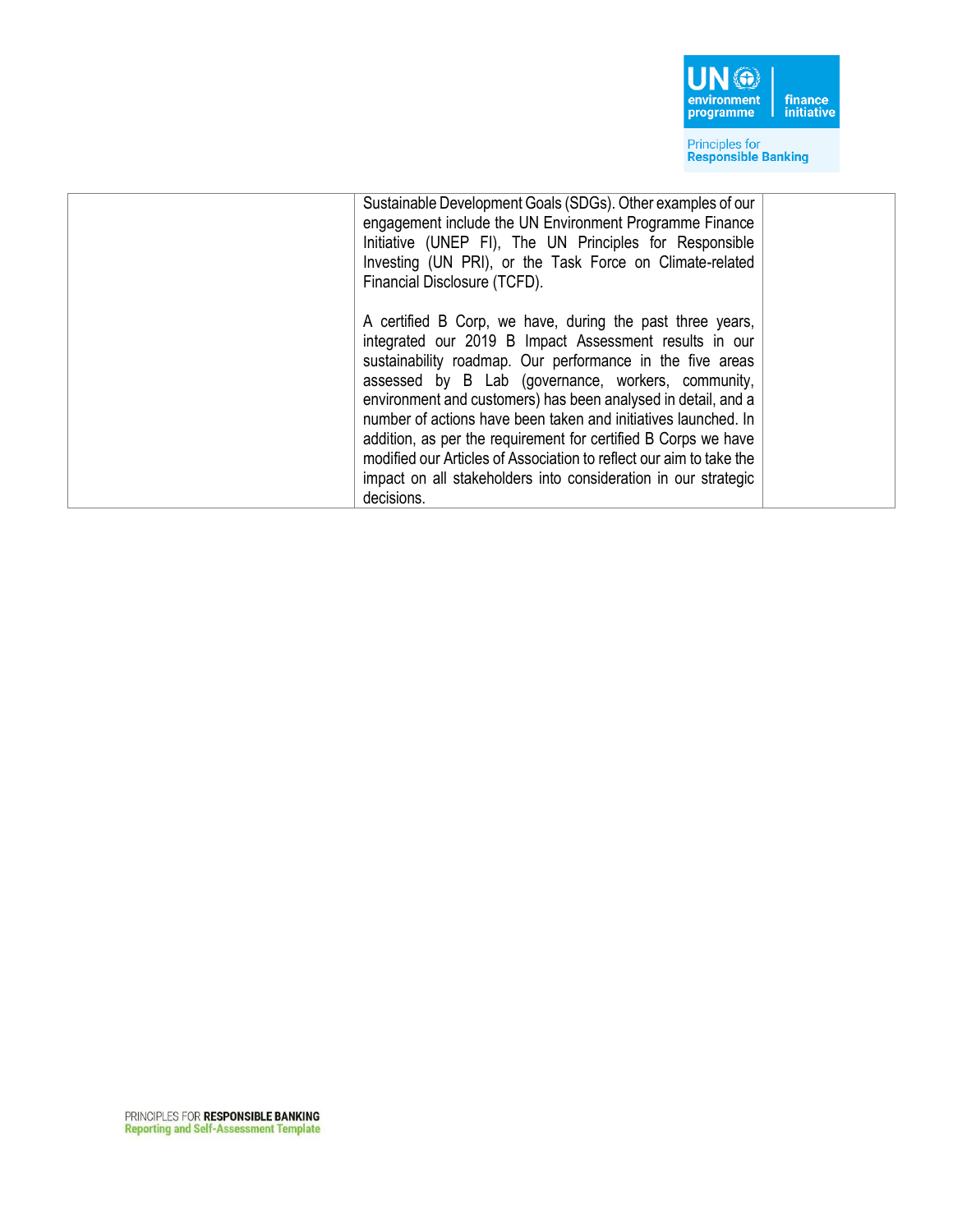| | | |
|---|---|---|
| | Sustainable Development Goals (SDGs). Other examples of our engagement include the UN Environment Programme Finance Initiative (UNEP FI), The UN Principles for Responsible Investing (UN PRI), or the Task Force on Climate-related Financial Disclosure (TCFD).<br><br>A certified B Corp, we have, during the past three years, integrated our 2019 B Impact Assessment results in our sustainability roadmap. Our performance in the five areas assessed by B Lab (governance, workers, community, environment and customers) has been analysed in detail, and a number of actions have been taken and initiatives launched. In addition, as per the requirement for certified B Corps we have modified our Articles of Association to reflect our aim to take the impact on all stakeholders into consideration in our strategic decisions. | |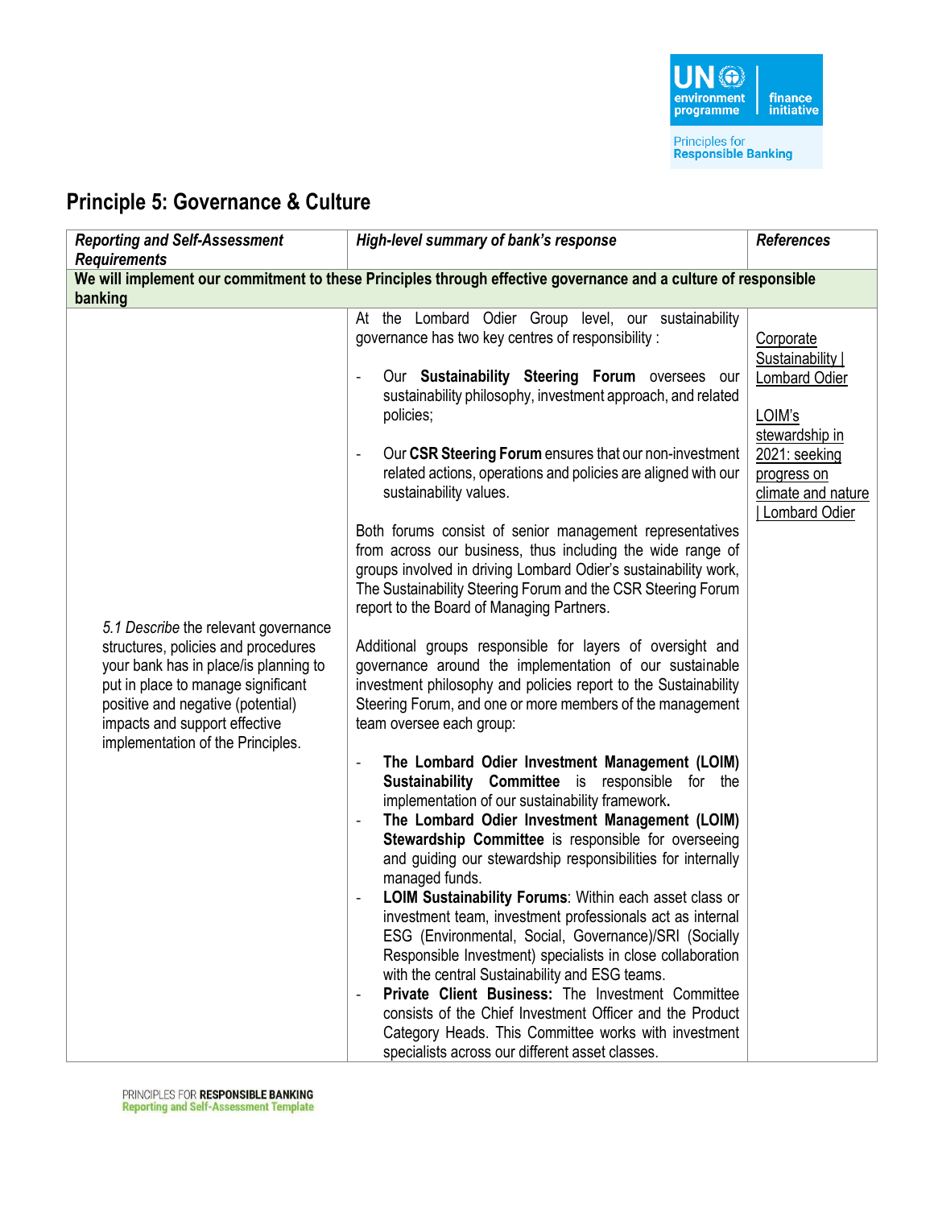## Principle 5: Governance & Culture

| *Reporting and Self-Assessment Requirements* | *High-level summary of bank's response* | *References* |
|---|---|---|
| **We will implement our commitment to these Principles through effective governance and a culture of responsible banking** | | |
| *5.1 Describe* the relevant governance structures, policies and procedures your bank has in place/is planning to put in place to manage significant positive and negative (potential) impacts and support effective implementation of the Principles. | At the Lombard Odier Group level, our sustainability governance has two key centres of responsibility :<br><br>- Our **Sustainability Steering Forum** oversees our sustainability philosophy, investment approach, and related policies;<br><br>- Our **CSR Steering Forum** ensures that our non-investment related actions, operations and policies are aligned with our sustainability values.<br><br>Both forums consist of senior management representatives from across our business, thus including the wide range of groups involved in driving Lombard Odier's sustainability work, The Sustainability Steering Forum and the CSR Steering Forum report to the Board of Managing Partners.<br><br>Additional groups responsible for layers of oversight and governance around the implementation of our sustainable investment philosophy and policies report to the Sustainability Steering Forum, and one or more members of the management team oversee each group:<br><br>- **The Lombard Odier Investment Management (LOIM) Sustainability Committee** is responsible for the implementation of our sustainability framework**.**<br>- **The Lombard Odier Investment Management (LOIM) Stewardship Committee** is responsible for overseeing and guiding our stewardship responsibilities for internally managed funds.<br>- **LOIM Sustainability Forums**: Within each asset class or investment team, investment professionals act as internal ESG (Environmental, Social, Governance)/SRI (Socially Responsible Investment) specialists in close collaboration with the central Sustainability and ESG teams.<br>- **Private Client Business:** The Investment Committee consists of the Chief Investment Officer and the Product Category Heads. This Committee works with investment specialists across our different asset classes. | Corporate Sustainability \| Lombard Odier<br><br>LOIM's stewardship in 2021: seeking progress on climate and nature \| Lombard Odier |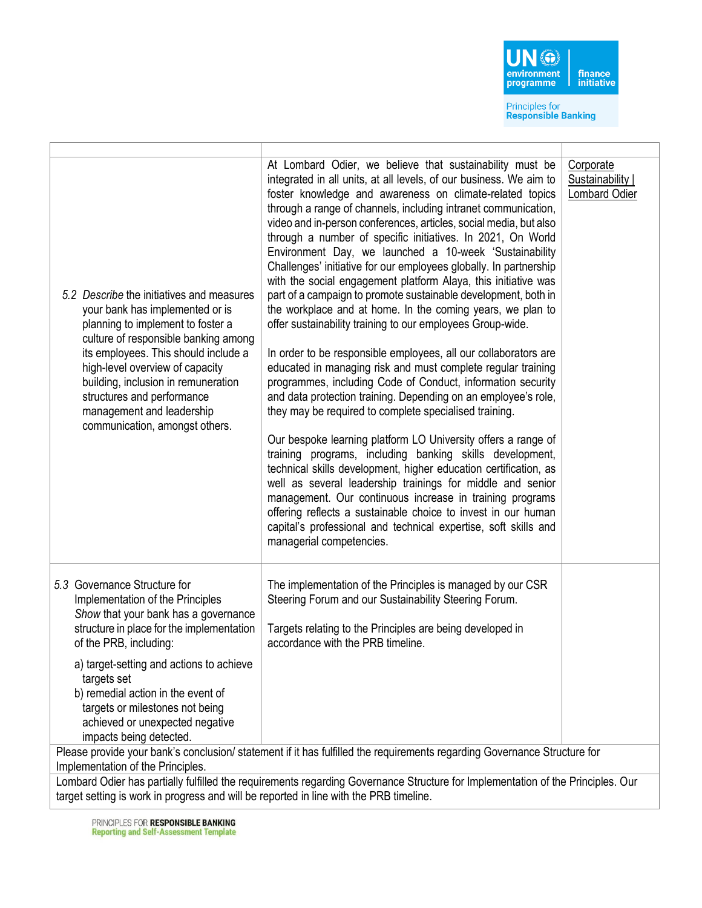| | | |
|---|---|---|
| 5.2 *Describe* the initiatives and measures your bank has implemented or is planning to implement to foster a culture of responsible banking among its employees. This should include a high-level overview of capacity building, inclusion in remuneration structures and performance management and leadership communication, amongst others. | At Lombard Odier, we believe that sustainability must be integrated in all units, at all levels, of our business. We aim to foster knowledge and awareness on climate-related topics through a range of channels, including intranet communication, video and in-person conferences, articles, social media, but also through a number of specific initiatives. In 2021, On World Environment Day, we launched a 10-week 'Sustainability Challenges' initiative for our employees globally. In partnership with the social engagement platform Alaya, this initiative was part of a campaign to promote sustainable development, both in the workplace and at home. In the coming years, we plan to offer sustainability training to our employees Group-wide.<br><br>In order to be responsible employees, all our collaborators are educated in managing risk and must complete regular training programmes, including Code of Conduct, information security and data protection training. Depending on an employee's role, they may be required to complete specialised training.<br><br>Our bespoke learning platform LO University offers a range of training programs, including banking skills development, technical skills development, higher education certification, as well as several leadership trainings for middle and senior management. Our continuous increase in training programs offering reflects a sustainable choice to invest in our human capital's professional and technical expertise, soft skills and managerial competencies. | Corporate Sustainability \| Lombard Odier |
| 5.3 Governance Structure for Implementation of the Principles<br>*Show* that your bank has a governance structure in place for the implementation of the PRB, including:<br>a) target-setting and actions to achieve targets set<br>b) remedial action in the event of targets or milestones not being achieved or unexpected negative impacts being detected. | The implementation of the Principles is managed by our CSR Steering Forum and our Sustainability Steering Forum.<br><br>Targets relating to the Principles are being developed in accordance with the PRB timeline. | |
| Please provide your bank's conclusion/ statement if it has fulfilled the requirements regarding Governance Structure for Implementation of the Principles. | | |
| Lombard Odier has partially fulfilled the requirements regarding Governance Structure for Implementation of the Principles. Our target setting is work in progress and will be reported in line with the PRB timeline. | | |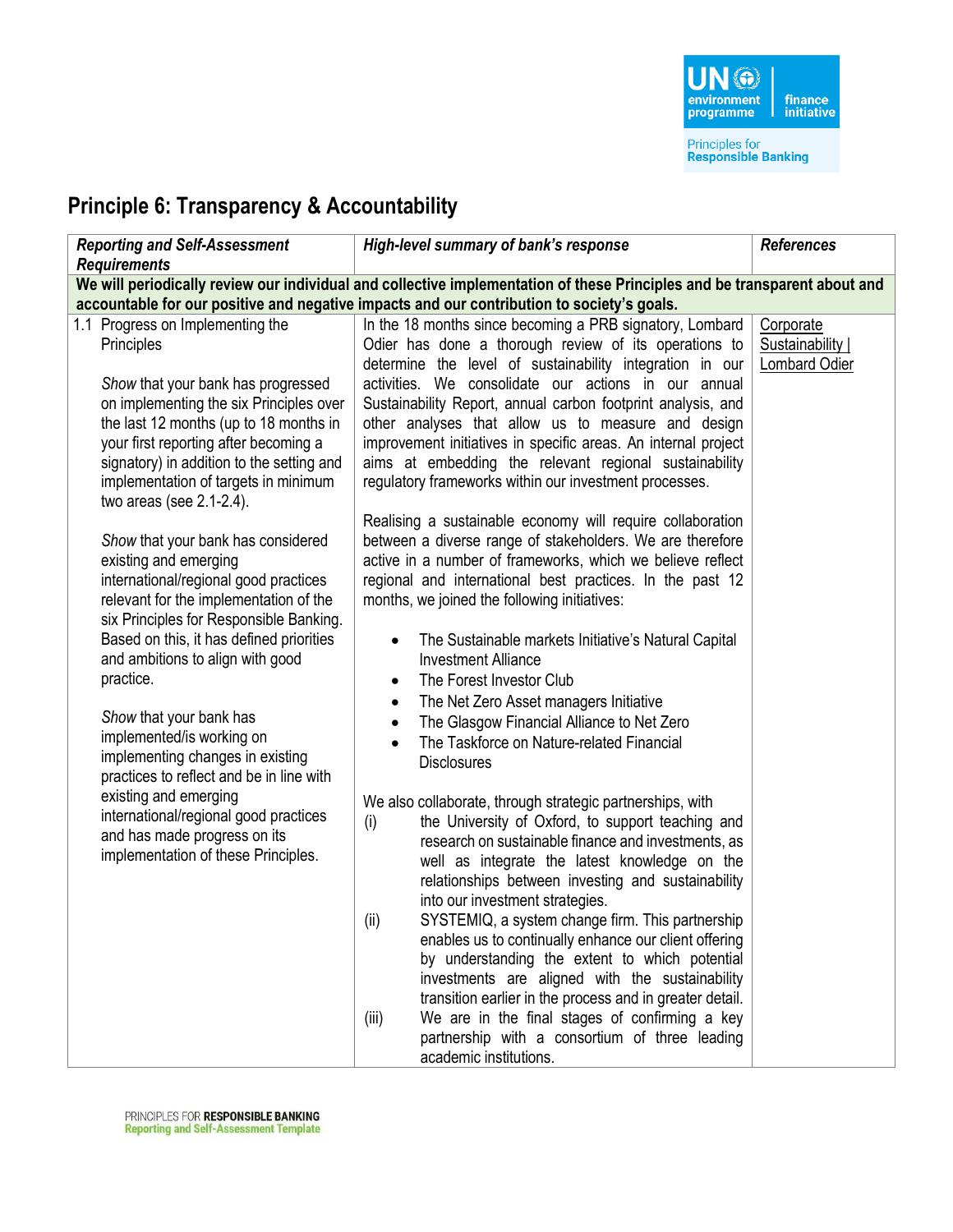## Principle 6: Transparency & Accountability

| *Reporting and Self-Assessment Requirements* | *High-level summary of bank's response* | *References* |
|---|---|---|
| **We will periodically review our individual and collective implementation of these Principles and be transparent about and accountable for our positive and negative impacts and our contribution to society's goals.** | | |
| 1.1 Progress on Implementing the Principles<br><br>*Show* that your bank has progressed on implementing the six Principles over the last 12 months (up to 18 months in your first reporting after becoming a signatory) in addition to the setting and implementation of targets in minimum two areas (see 2.1-2.4).<br><br>*Show* that your bank has considered existing and emerging international/regional good practices relevant for the implementation of the six Principles for Responsible Banking. Based on this, it has defined priorities and ambitions to align with good practice.<br><br>*Show* that your bank has implemented/is working on implementing changes in existing practices to reflect and be in line with existing and emerging international/regional good practices and has made progress on its implementation of these Principles. | In the 18 months since becoming a PRB signatory, Lombard Odier has done a thorough review of its operations to determine the level of sustainability integration in our activities. We consolidate our actions in our annual Sustainability Report, annual carbon footprint analysis, and other analyses that allow us to measure and design improvement initiatives in specific areas. An internal project aims at embedding the relevant regional sustainability regulatory frameworks within our investment processes.<br><br>Realising a sustainable economy will require collaboration between a diverse range of stakeholders. We are therefore active in a number of frameworks, which we believe reflect regional and international best practices. In the past 12 months, we joined the following initiatives:<br><br>• The Sustainable markets Initiative's Natural Capital Investment Alliance<br>• The Forest Investor Club<br>• The Net Zero Asset managers Initiative<br>• The Glasgow Financial Alliance to Net Zero<br>• The Taskforce on Nature-related Financial Disclosures<br><br>We also collaborate, through strategic partnerships, with<br>(i) the University of Oxford, to support teaching and research on sustainable finance and investments, as well as integrate the latest knowledge on the relationships between investing and sustainability into our investment strategies.<br>(ii) SYSTEMIQ, a system change firm. This partnership enables us to continually enhance our client offering by understanding the extent to which potential investments are aligned with the sustainability transition earlier in the process and in greater detail.<br>(iii) We are in the final stages of confirming a key partnership with a consortium of three leading academic institutions. | Corporate Sustainability \| Lombard Odier |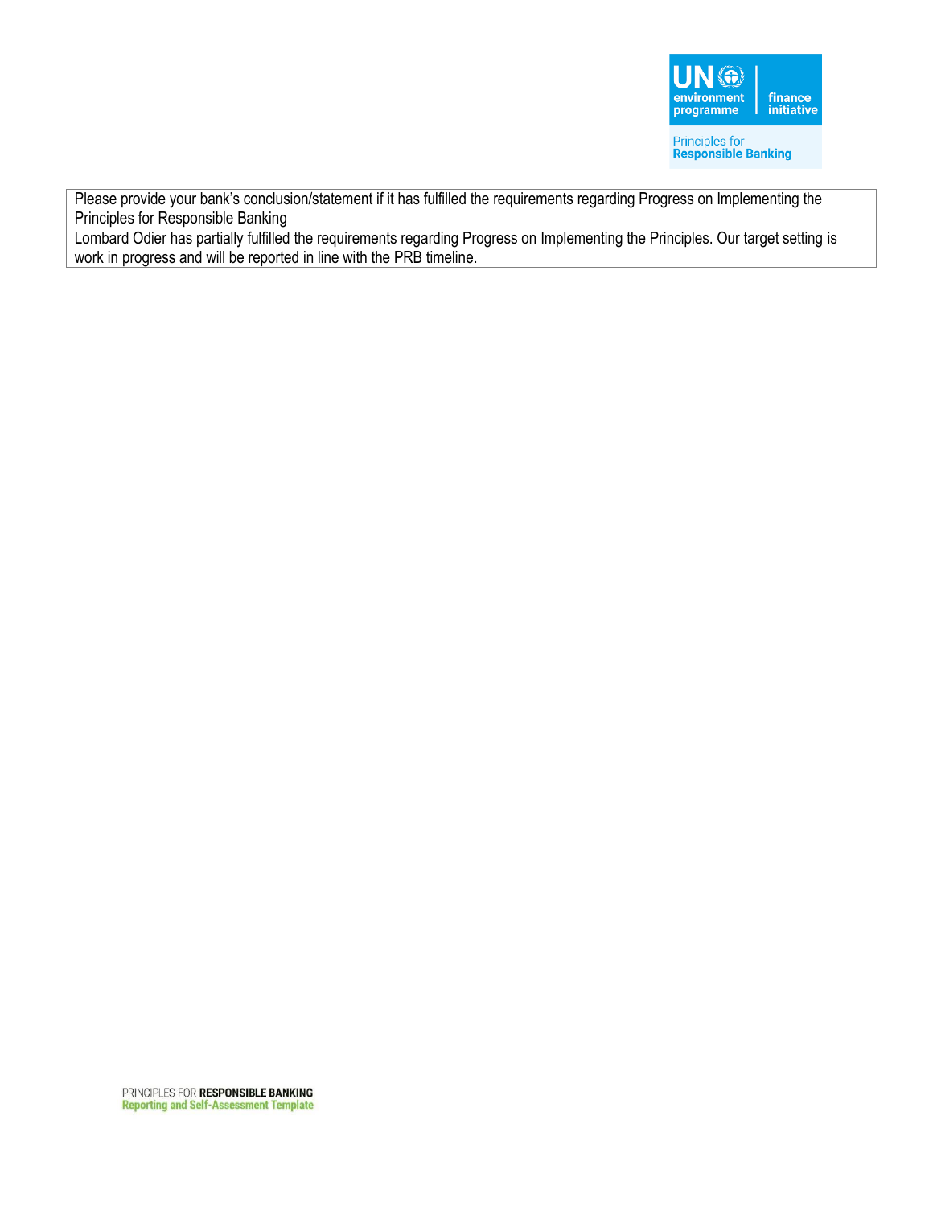| Please provide your bank's conclusion/statement if it has fulfilled the requirements regarding Progress on Implementing the Principles for Responsible Banking |
| --- |
| Lombard Odier has partially fulfilled the requirements regarding Progress on Implementing the Principles. Our target setting is work in progress and will be reported in line with the PRB timeline. |